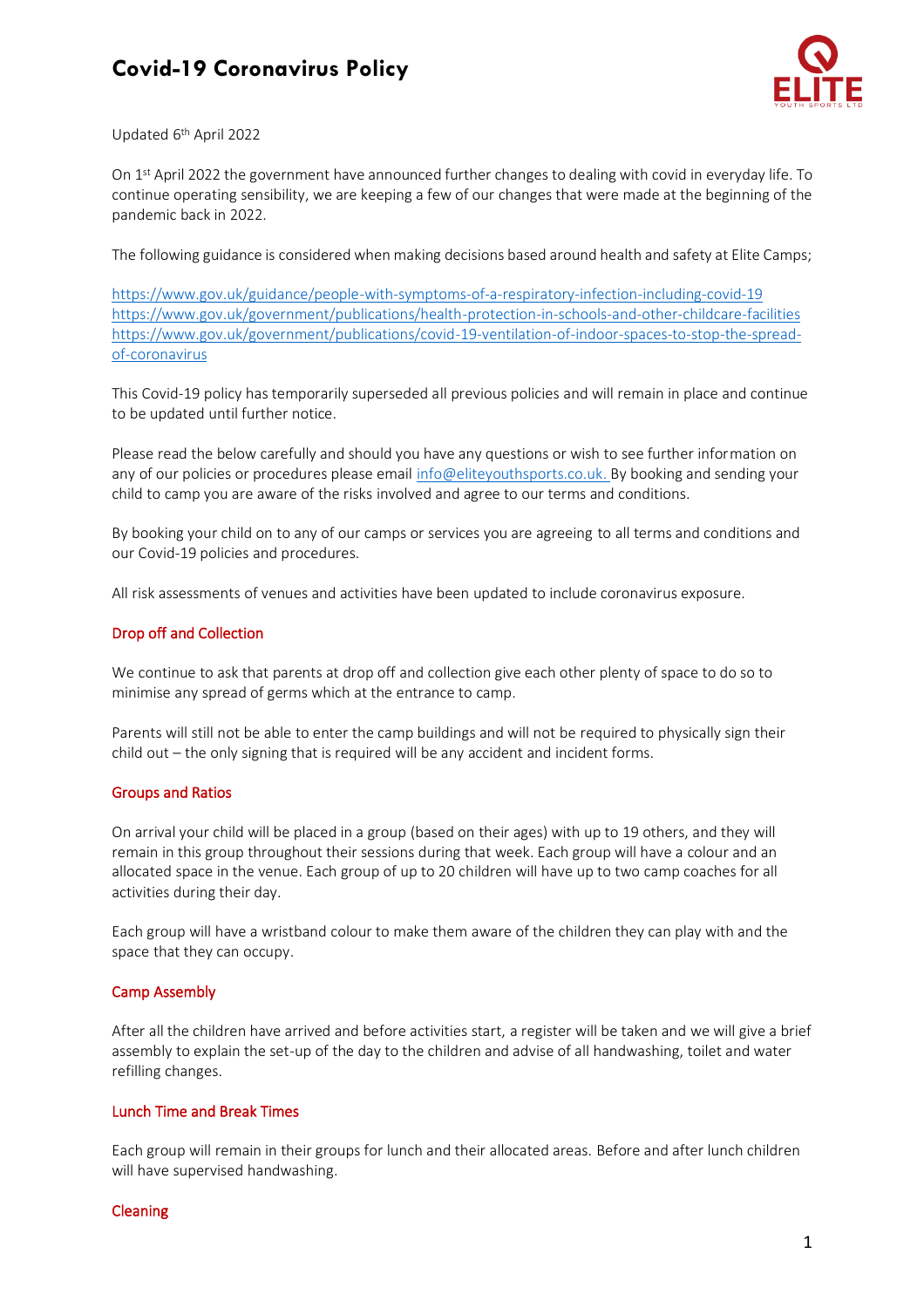# Covid-19 Coronavirus Policy

Updated 6th April 2022

On 1st April 2022 the government have announced further changes to dealing with covid in everyday life. To continue operating sensibility, we are keeping a few of our changes that were made at the beginning of the pandemic back in 2022.

The following guidance is considered when making decisions based around health and safety at Elite Camps;

https://www.gov.uk/guidance/people-with-symptoms-of-a-respiratory-infection-including-covid-19
https://www.gov.uk/government/publications/health-protection-in-schools-and-other-childcare-facilities
https://www.gov.uk/government/publications/covid-19-ventilation-of-indoor-spaces-to-stop-the-spread-of-coronavirus

This Covid-19 policy has temporarily superseded all previous policies and will remain in place and continue to be updated until further notice.

Please read the below carefully and should you have any questions or wish to see further information on any of our policies or procedures please email info@eliteyouthsports.co.uk. By booking and sending your child to camp you are aware of the risks involved and agree to our terms and conditions.

By booking your child on to any of our camps or services you are agreeing to all terms and conditions and our Covid-19 policies and procedures.

All risk assessments of venues and activities have been updated to include coronavirus exposure.

## Drop off and Collection

We continue to ask that parents at drop off and collection give each other plenty of space to do so to minimise any spread of germs which at the entrance to camp.

Parents will still not be able to enter the camp buildings and will not be required to physically sign their child out – the only signing that is required will be any accident and incident forms.

## Groups and Ratios

On arrival your child will be placed in a group (based on their ages) with up to 19 others, and they will remain in this group throughout their sessions during that week. Each group will have a colour and an allocated space in the venue. Each group of up to 20 children will have up to two camp coaches for all activities during their day.

Each group will have a wristband colour to make them aware of the children they can play with and the space that they can occupy.

## Camp Assembly

After all the children have arrived and before activities start, a register will be taken and we will give a brief assembly to explain the set-up of the day to the children and advise of all handwashing, toilet and water refilling changes.

## Lunch Time and Break Times

Each group will remain in their groups for lunch and their allocated areas. Before and after lunch children will have supervised handwashing.

## Cleaning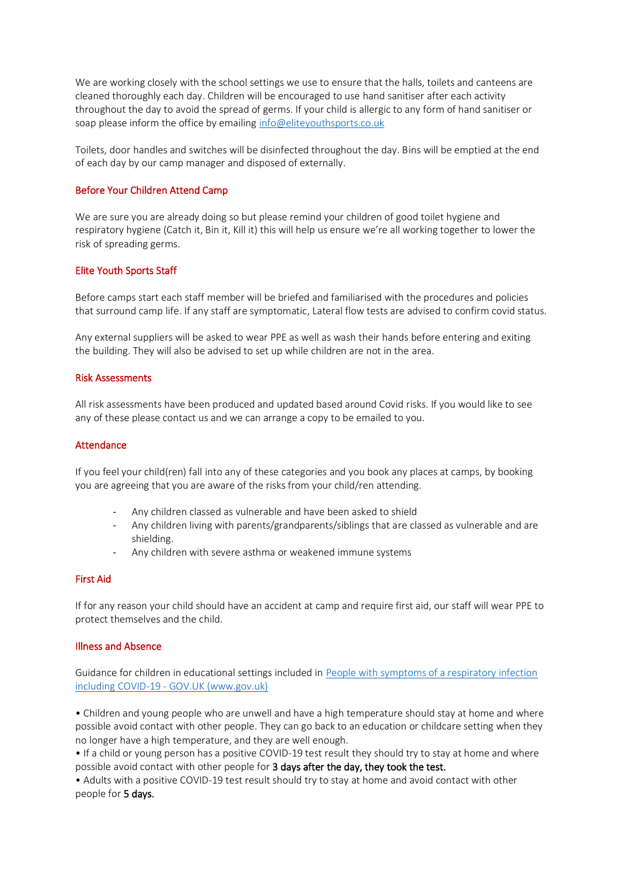We are working closely with the school settings we use to ensure that the halls, toilets and canteens are cleaned thoroughly each day. Children will be encouraged to use hand sanitiser after each activity throughout the day to avoid the spread of germs. If your child is allergic to any form of hand sanitiser or soap please inform the office by emailing [info@eliteyouthsports.co.uk](mailto:info@eliteyouthsports.co.uk)

Toilets, door handles and switches will be disinfected throughout the day. Bins will be emptied at the end of each day by our camp manager and disposed of externally.

## Before Your Children Attend Camp

We are sure you are already doing so but please remind your children of good toilet hygiene and respiratory hygiene (Catch it, Bin it, Kill it) this will help us ensure we're all working together to lower the risk of spreading germs.

## Elite Youth Sports Staff

Before camps start each staff member will be briefed and familiarised with the procedures and policies that surround camp life. If any staff are symptomatic, Lateral flow tests are advised to confirm covid status.

Any external suppliers will be asked to wear PPE as well as wash their hands before entering and exiting the building. They will also be advised to set up while children are not in the area.

## Risk Assessments

All risk assessments have been produced and updated based around Covid risks. If you would like to see any of these please contact us and we can arrange a copy to be emailed to you.

## Attendance

If you feel your child(ren) fall into any of these categories and you book any places at camps, by booking you are agreeing that you are aware of the risks from your child/ren attending.

- Any children classed as vulnerable and have been asked to shield
- Any children living with parents/grandparents/siblings that are classed as vulnerable and are shielding.
- Any children with severe asthma or weakened immune systems

## First Aid

If for any reason your child should have an accident at camp and require first aid, our staff will wear PPE to protect themselves and the child.

## Illness and Absence

Guidance for children in educational settings included in [People with symptoms of a respiratory infection including COVID-19 - GOV.UK (www.gov.uk)]

- Children and young people who are unwell and have a high temperature should stay at home and where possible avoid contact with other people. They can go back to an education or childcare setting when they no longer have a high temperature, and they are well enough.
- If a child or young person has a positive COVID-19 test result they should try to stay at home and where possible avoid contact with other people for **3 days after the day, they took the test.**
- Adults with a positive COVID-19 test result should try to stay at home and avoid contact with other people for **5 days.**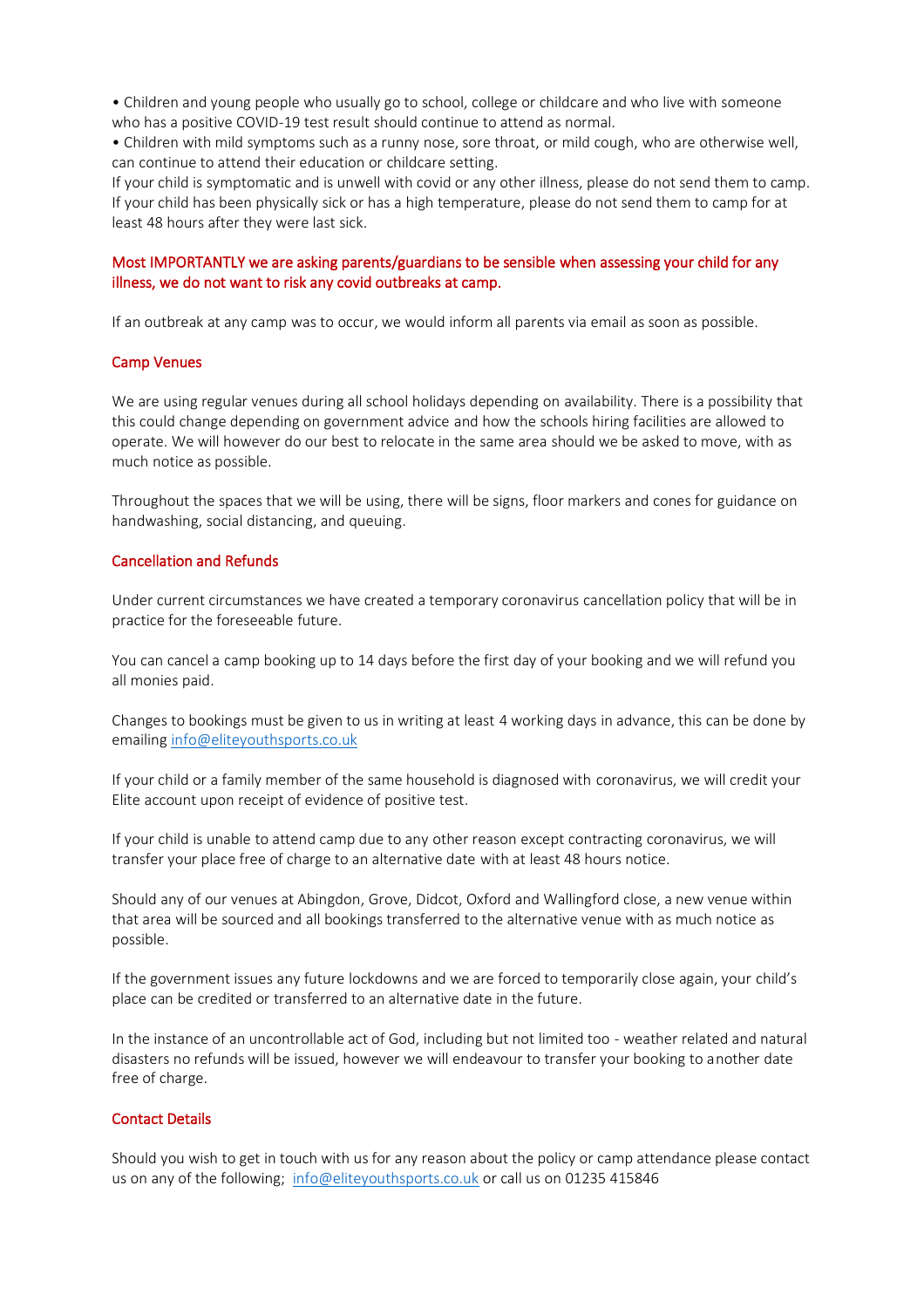- Children and young people who usually go to school, college or childcare and who live with someone who has a positive COVID-19 test result should continue to attend as normal.
- Children with mild symptoms such as a runny nose, sore throat, or mild cough, who are otherwise well, can continue to attend their education or childcare setting.

If your child is symptomatic and is unwell with covid or any other illness, please do not send them to camp. If your child has been physically sick or has a high temperature, please do not send them to camp for at least 48 hours after they were last sick.

Most IMPORTANTLY we are asking parents/guardians to be sensible when assessing your child for any illness, we do not want to risk any covid outbreaks at camp.

If an outbreak at any camp was to occur, we would inform all parents via email as soon as possible.

## Camp Venues

We are using regular venues during all school holidays depending on availability. There is a possibility that this could change depending on government advice and how the schools hiring facilities are allowed to operate. We will however do our best to relocate in the same area should we be asked to move, with as much notice as possible.

Throughout the spaces that we will be using, there will be signs, floor markers and cones for guidance on handwashing, social distancing, and queuing.

## Cancellation and Refunds

Under current circumstances we have created a temporary coronavirus cancellation policy that will be in practice for the foreseeable future.

You can cancel a camp booking up to 14 days before the first day of your booking and we will refund you all monies paid.

Changes to bookings must be given to us in writing at least 4 working days in advance, this can be done by emailing info@eliteyouthsports.co.uk

If your child or a family member of the same household is diagnosed with coronavirus, we will credit your Elite account upon receipt of evidence of positive test.

If your child is unable to attend camp due to any other reason except contracting coronavirus, we will transfer your place free of charge to an alternative date with at least 48 hours notice.

Should any of our venues at Abingdon, Grove, Didcot, Oxford and Wallingford close, a new venue within that area will be sourced and all bookings transferred to the alternative venue with as much notice as possible.

If the government issues any future lockdowns and we are forced to temporarily close again, your child's place can be credited or transferred to an alternative date in the future.

In the instance of an uncontrollable act of God, including but not limited too - weather related and natural disasters no refunds will be issued, however we will endeavour to transfer your booking to another date free of charge.

## Contact Details

Should you wish to get in touch with us for any reason about the policy or camp attendance please contact us on any of the following; info@eliteyouthsports.co.uk or call us on 01235 415846